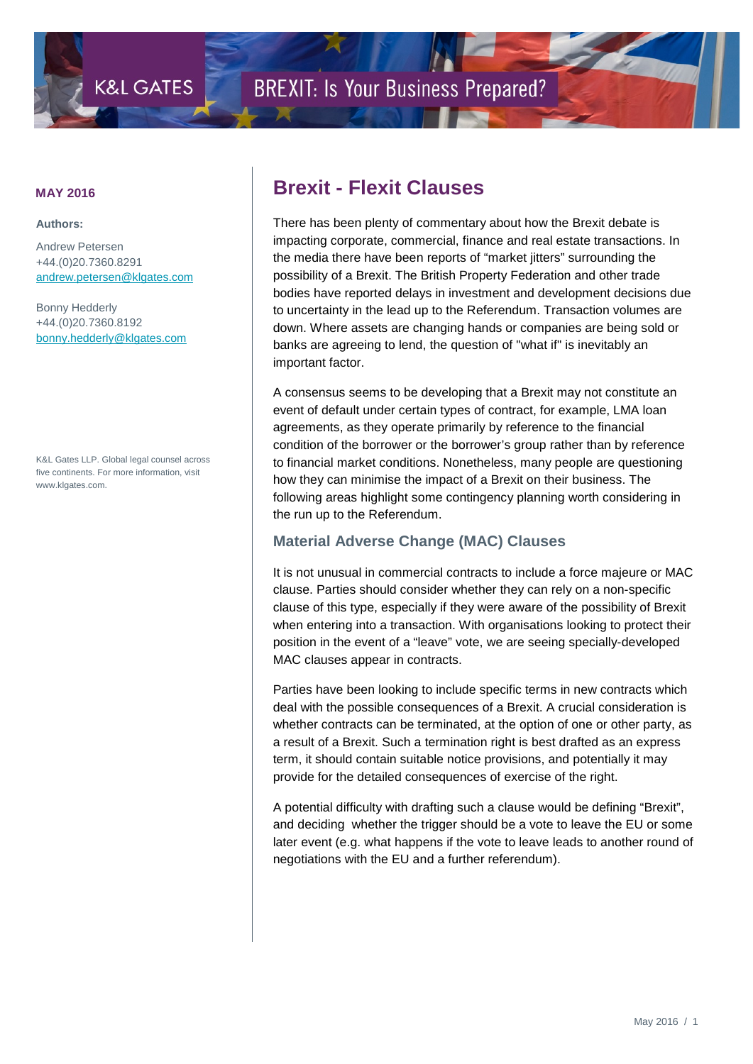K&L GATES

BREXIT: Is Your Business Prepared?

**MAY 2016**

**Authors:**

Andrew Petersen
+44.(0)20.7360.8291
andrew.petersen@klgates.com

Bonny Hedderly
+44.(0)20.7360.8192
bonny.hedderly@klgates.com

K&L Gates LLP. Global legal counsel across five continents. For more information, visit www.klgates.com.

# Brexit - Flexit Clauses

There has been plenty of commentary about how the Brexit debate is impacting corporate, commercial, finance and real estate transactions. In the media there have been reports of "market jitters" surrounding the possibility of a Brexit. The British Property Federation and other trade bodies have reported delays in investment and development decisions due to uncertainty in the lead up to the Referendum. Transaction volumes are down. Where assets are changing hands or companies are being sold or banks are agreeing to lend, the question of "what if" is inevitably an important factor.

A consensus seems to be developing that a Brexit may not constitute an event of default under certain types of contract, for example, LMA loan agreements, as they operate primarily by reference to the financial condition of the borrower or the borrower's group rather than by reference to financial market conditions. Nonetheless, many people are questioning how they can minimise the impact of a Brexit on their business. The following areas highlight some contingency planning worth considering in the run up to the Referendum.

## Material Adverse Change (MAC) Clauses

It is not unusual in commercial contracts to include a force majeure or MAC clause. Parties should consider whether they can rely on a non-specific clause of this type, especially if they were aware of the possibility of Brexit when entering into a transaction. With organisations looking to protect their position in the event of a "leave" vote, we are seeing specially-developed MAC clauses appear in contracts.

Parties have been looking to include specific terms in new contracts which deal with the possible consequences of a Brexit. A crucial consideration is whether contracts can be terminated, at the option of one or other party, as a result of a Brexit. Such a termination right is best drafted as an express term, it should contain suitable notice provisions, and potentially it may provide for the detailed consequences of exercise of the right.

A potential difficulty with drafting such a clause would be defining "Brexit", and deciding whether the trigger should be a vote to leave the EU or some later event (e.g. what happens if the vote to leave leads to another round of negotiations with the EU and a further referendum).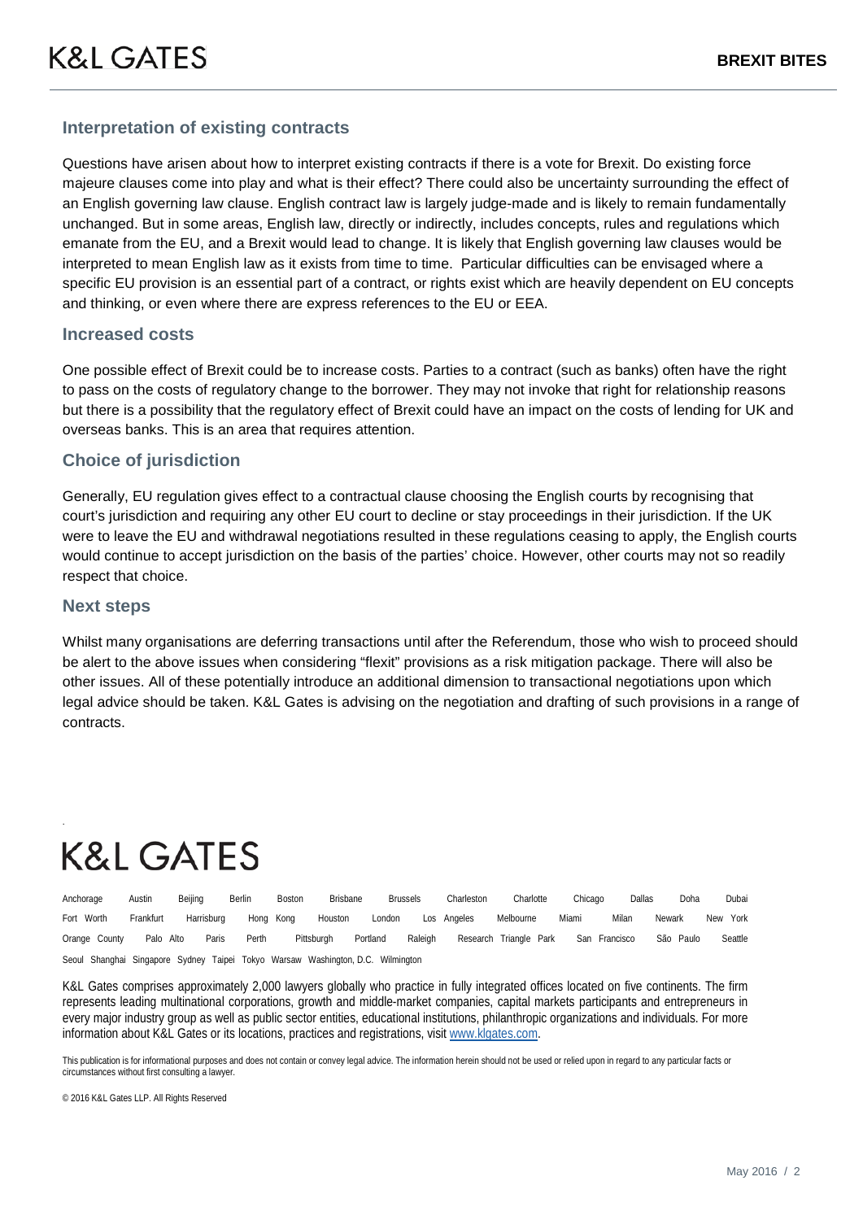## Interpretation of existing contracts

Questions have arisen about how to interpret existing contracts if there is a vote for Brexit. Do existing force majeure clauses come into play and what is their effect? There could also be uncertainty surrounding the effect of an English governing law clause. English contract law is largely judge-made and is likely to remain fundamentally unchanged. But in some areas, English law, directly or indirectly, includes concepts, rules and regulations which emanate from the EU, and a Brexit would lead to change. It is likely that English governing law clauses would be interpreted to mean English law as it exists from time to time. Particular difficulties can be envisaged where a specific EU provision is an essential part of a contract, or rights exist which are heavily dependent on EU concepts and thinking, or even where there are express references to the EU or EEA.

## Increased costs

One possible effect of Brexit could be to increase costs. Parties to a contract (such as banks) often have the right to pass on the costs of regulatory change to the borrower. They may not invoke that right for relationship reasons but there is a possibility that the regulatory effect of Brexit could have an impact on the costs of lending for UK and overseas banks. This is an area that requires attention.

## Choice of jurisdiction

Generally, EU regulation gives effect to a contractual clause choosing the English courts by recognising that court's jurisdiction and requiring any other EU court to decline or stay proceedings in their jurisdiction. If the UK were to leave the EU and withdrawal negotiations resulted in these regulations ceasing to apply, the English courts would continue to accept jurisdiction on the basis of the parties' choice. However, other courts may not so readily respect that choice.

## Next steps

Whilst many organisations are deferring transactions until after the Referendum, those who wish to proceed should be alert to the above issues when considering "flexit" provisions as a risk mitigation package. There will also be other issues. All of these potentially introduce an additional dimension to transactional negotiations upon which legal advice should be taken. K&L Gates is advising on the negotiation and drafting of such provisions in a range of contracts.

# K&L GATES

Anchorage Austin Beijing Berlin Boston Brisbane Brussels Charleston Charlotte Chicago Dallas Doha Dubai Fort Worth Frankfurt Harrisburg Hong Kong Houston London Los Angeles Melbourne Miami Milan Newark New York Orange County Palo Alto Paris Perth Pittsburgh Portland Raleigh Research Triangle Park San Francisco São Paulo Seattle Seoul Shanghai Singapore Sydney Taipei Tokyo Warsaw Washington, D.C. Wilmington

K&L Gates comprises approximately 2,000 lawyers globally who practice in fully integrated offices located on five continents. The firm represents leading multinational corporations, growth and middle-market companies, capital markets participants and entrepreneurs in every major industry group as well as public sector entities, educational institutions, philanthropic organizations and individuals. For more information about K&L Gates or its locations, practices and registrations, visit www.klgates.com.

This publication is for informational purposes and does not contain or convey legal advice. The information herein should not be used or relied upon in regard to any particular facts or circumstances without first consulting a lawyer.

© 2016 K&L Gates LLP. All Rights Reserved